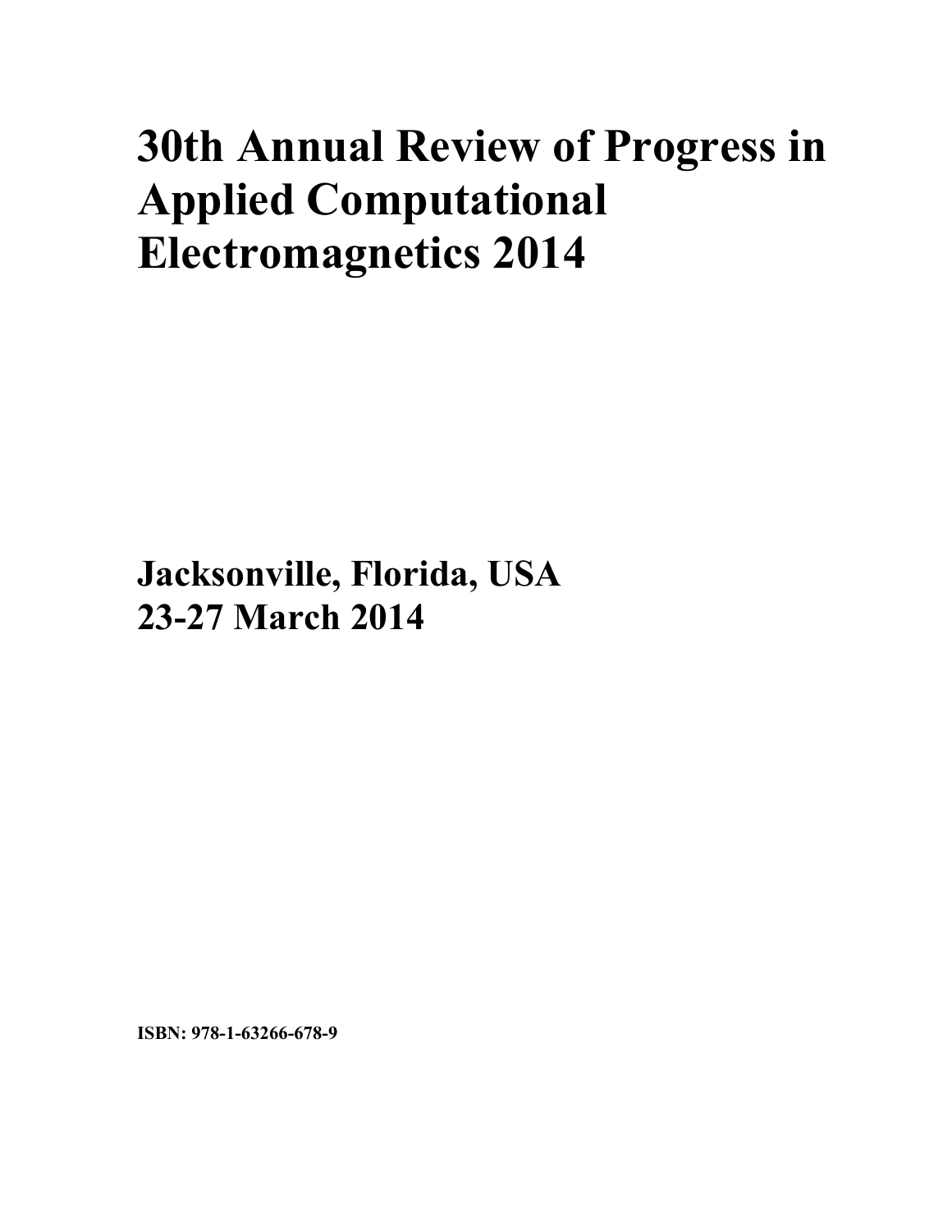# 30th Annual Review of Progress in Applied Computational Electromagnetics 2014

**Jacksonville, Florida, USA**
**23-27 March 2014**

**ISBN: 978-1-63266-678-9**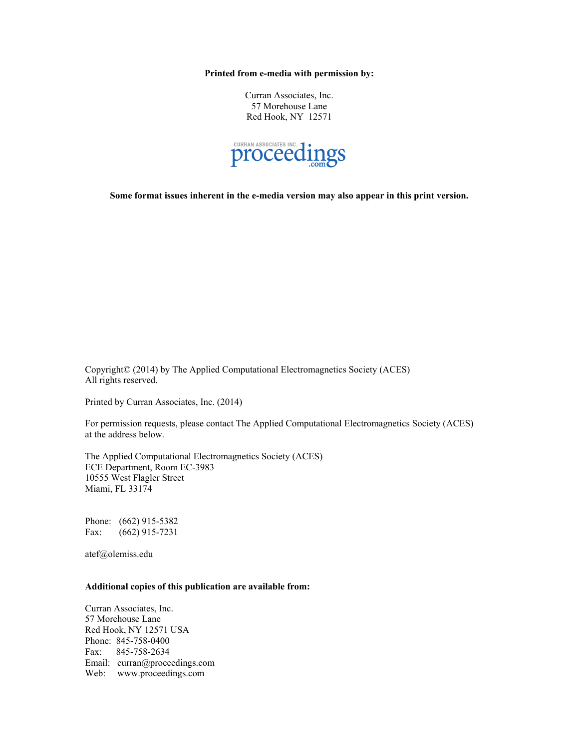**Printed from e-media with permission by:**

Curran Associates, Inc.
57 Morehouse Lane
Red Hook, NY 12571

CURRAN ASSOCIATES INC. proceedings .com

**Some format issues inherent in the e-media version may also appear in this print version.**

Copyright© (2014) by The Applied Computational Electromagnetics Society (ACES)
All rights reserved.

Printed by Curran Associates, Inc. (2014)

For permission requests, please contact The Applied Computational Electromagnetics Society (ACES) at the address below.

The Applied Computational Electromagnetics Society (ACES)
ECE Department, Room EC-3983
10555 West Flagler Street
Miami, FL 33174

Phone: (662) 915-5382
Fax: (662) 915-7231

atef@olemiss.edu

**Additional copies of this publication are available from:**

Curran Associates, Inc.
57 Morehouse Lane
Red Hook, NY 12571 USA
Phone: 845-758-0400
Fax: 845-758-2634
Email: curran@proceedings.com
Web: www.proceedings.com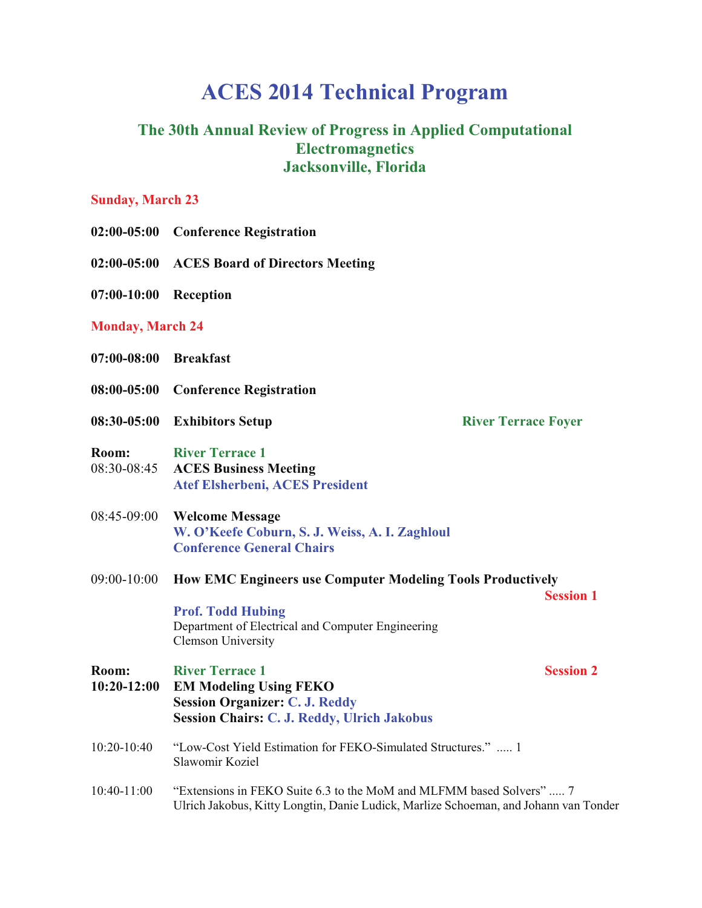# ACES 2014 Technical Program

## The 30th Annual Review of Progress in Applied Computational Electromagnetics
## Jacksonville, Florida

### Sunday, March 23

**02:00-05:00 Conference Registration**

**02:00-05:00 ACES Board of Directors Meeting**

**07:00-10:00 Reception**

### Monday, March 24

**07:00-08:00 Breakfast**

**08:00-05:00 Conference Registration**

**08:30-05:00 Exhibitors Setup** — **River Terrace Foyer**

**Room:** **River Terrace 1**

08:30-08:45 **ACES Business Meeting**
**Atef Elsherbeni, ACES President**

08:45-09:00 **Welcome Message**
**W. O'Keefe Coburn, S. J. Weiss, A. I. Zaghloul**
**Conference General Chairs**

09:00-10:00 **How EMC Engineers use Computer Modeling Tools Productively** — **Session 1**
**Prof. Todd Hubing**
Department of Electrical and Computer Engineering
Clemson University

**Room:** **River Terrace 1** — **Session 2**
**10:20-12:00** **EM Modeling Using FEKO**
**Session Organizer:** **C. J. Reddy**
**Session Chairs:** **C. J. Reddy, Ulrich Jakobus**

10:20-10:40 "Low-Cost Yield Estimation for FEKO-Simulated Structures." ..... 1
Slawomir Koziel

10:40-11:00 "Extensions in FEKO Suite 6.3 to the MoM and MLFMM based Solvers" ..... 7
Ulrich Jakobus, Kitty Longtin, Danie Ludick, Marlize Schoeman, and Johann van Tonder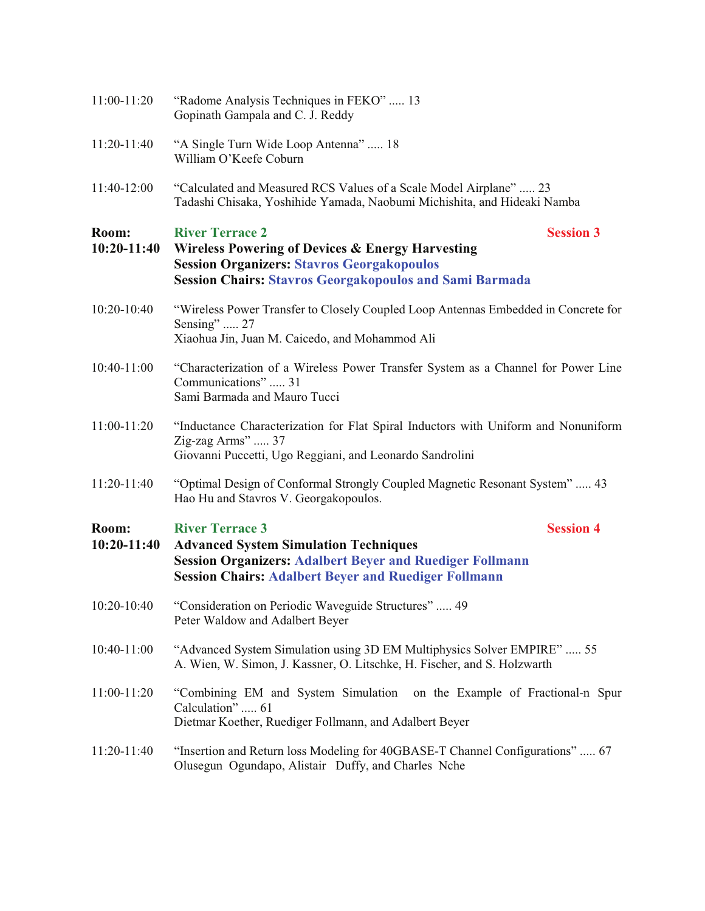11:00-11:20 "Radome Analysis Techniques in FEKO" ..... 13
Gopinath Gampala and C. J. Reddy

11:20-11:40 "A Single Turn Wide Loop Antenna" ..... 18
William O'Keefe Coburn

11:40-12:00 "Calculated and Measured RCS Values of a Scale Model Airplane" ..... 23
Tadashi Chisaka, Yoshihide Yamada, Naobumi Michishita, and Hideaki Namba

**Room: River Terrace 2** **Session 3**
**10:20-11:40 Wireless Powering of Devices & Energy Harvesting**
**Session Organizers: Stavros Georgakopoulos**
**Session Chairs: Stavros Georgakopoulos and Sami Barmada**

10:20-10:40 "Wireless Power Transfer to Closely Coupled Loop Antennas Embedded in Concrete for Sensing" ..... 27
Xiaohua Jin, Juan M. Caicedo, and Mohammod Ali

10:40-11:00 "Characterization of a Wireless Power Transfer System as a Channel for Power Line Communications" ..... 31
Sami Barmada and Mauro Tucci

11:00-11:20 "Inductance Characterization for Flat Spiral Inductors with Uniform and Nonuniform Zig-zag Arms" ..... 37
Giovanni Puccetti, Ugo Reggiani, and Leonardo Sandrolini

11:20-11:40 "Optimal Design of Conformal Strongly Coupled Magnetic Resonant System" ..... 43
Hao Hu and Stavros V. Georgakopoulos.

**Room: River Terrace 3** **Session 4**
**10:20-11:40 Advanced System Simulation Techniques**
**Session Organizers: Adalbert Beyer and Ruediger Follmann**
**Session Chairs: Adalbert Beyer and Ruediger Follmann**

10:20-10:40 "Consideration on Periodic Waveguide Structures" ..... 49
Peter Waldow and Adalbert Beyer

10:40-11:00 "Advanced System Simulation using 3D EM Multiphysics Solver EMPIRE" ..... 55
A. Wien, W. Simon, J. Kassner, O. Litschke, H. Fischer, and S. Holzwarth

11:00-11:20 "Combining EM and System Simulation on the Example of Fractional-n Spur Calculation" ..... 61
Dietmar Koether, Ruediger Follmann, and Adalbert Beyer

11:20-11:40 "Insertion and Return loss Modeling for 40GBASE-T Channel Configurations" ..... 67
Olusegun Ogundapo, Alistair Duffy, and Charles Nche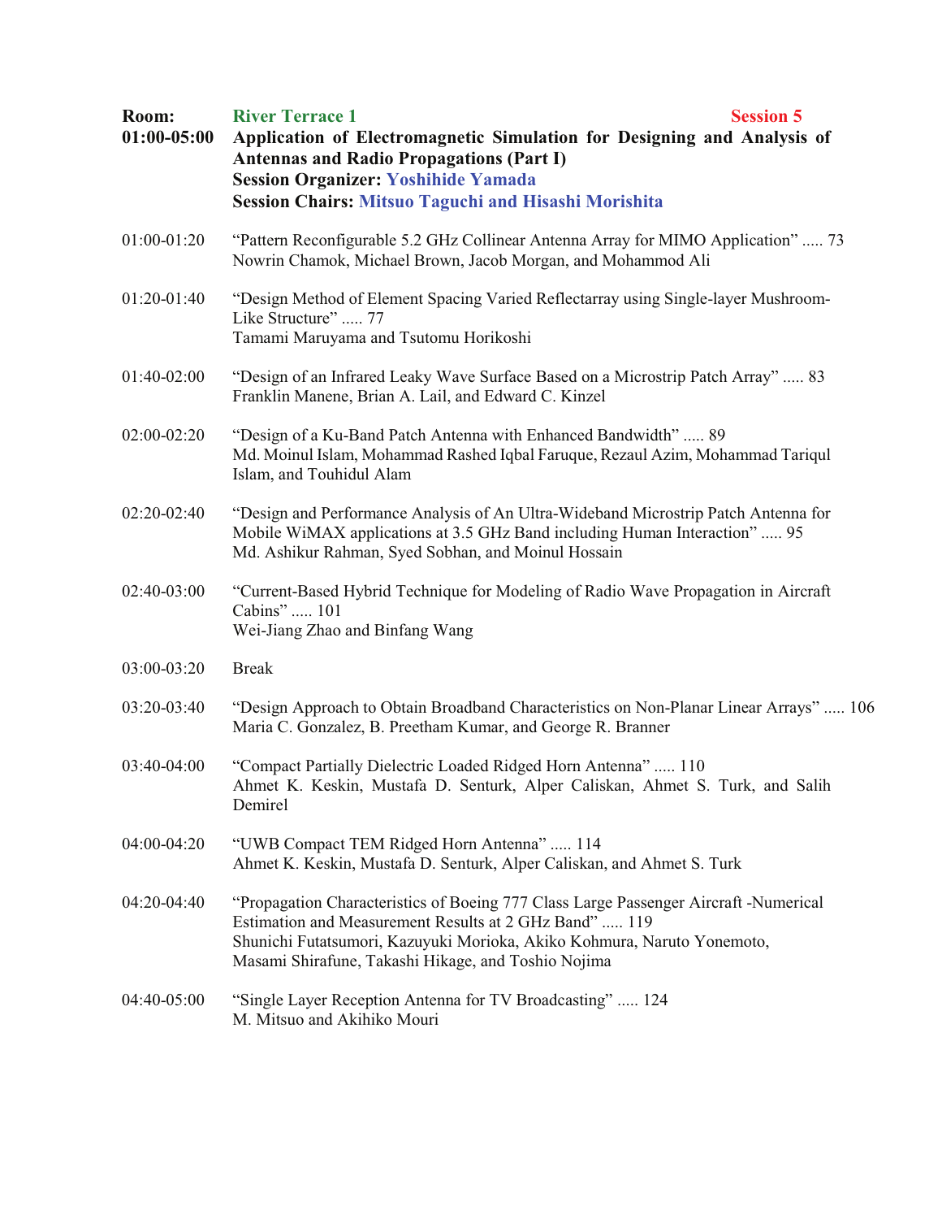**Room:** River Terrace 1 **Session 5**

**01:00-05:00** **Application of Electromagnetic Simulation for Designing and Analysis of Antennas and Radio Propagations (Part I)**

**Session Organizer:** Yoshihide Yamada

**Session Chairs:** Mitsuo Taguchi and Hisashi Morishita

01:00-01:20 "Pattern Reconfigurable 5.2 GHz Collinear Antenna Array for MIMO Application" ..... 73
Nowrin Chamok, Michael Brown, Jacob Morgan, and Mohammod Ali

01:20-01:40 "Design Method of Element Spacing Varied Reflectarray using Single-layer Mushroom-Like Structure" ..... 77
Tamami Maruyama and Tsutomu Horikoshi

01:40-02:00 "Design of an Infrared Leaky Wave Surface Based on a Microstrip Patch Array" ..... 83
Franklin Manene, Brian A. Lail, and Edward C. Kinzel

02:00-02:20 "Design of a Ku-Band Patch Antenna with Enhanced Bandwidth" ..... 89
Md. Moinul Islam, Mohammad Rashed Iqbal Faruque, Rezaul Azim, Mohammad Tariqul Islam, and Touhidul Alam

02:20-02:40 "Design and Performance Analysis of An Ultra-Wideband Microstrip Patch Antenna for Mobile WiMAX applications at 3.5 GHz Band including Human Interaction" ..... 95
Md. Ashikur Rahman, Syed Sobhan, and Moinul Hossain

02:40-03:00 "Current-Based Hybrid Technique for Modeling of Radio Wave Propagation in Aircraft Cabins" ..... 101
Wei-Jiang Zhao and Binfang Wang

03:00-03:20 Break

03:20-03:40 "Design Approach to Obtain Broadband Characteristics on Non-Planar Linear Arrays" ..... 106
Maria C. Gonzalez, B. Preetham Kumar, and George R. Branner

03:40-04:00 "Compact Partially Dielectric Loaded Ridged Horn Antenna" ..... 110
Ahmet K. Keskin, Mustafa D. Senturk, Alper Caliskan, Ahmet S. Turk, and Salih Demirel

04:00-04:20 "UWB Compact TEM Ridged Horn Antenna" ..... 114
Ahmet K. Keskin, Mustafa D. Senturk, Alper Caliskan, and Ahmet S. Turk

04:20-04:40 "Propagation Characteristics of Boeing 777 Class Large Passenger Aircraft -Numerical Estimation and Measurement Results at 2 GHz Band" ..... 119
Shunichi Futatsumori, Kazuyuki Morioka, Akiko Kohmura, Naruto Yonemoto, Masami Shirafune, Takashi Hikage, and Toshio Nojima

04:40-05:00 "Single Layer Reception Antenna for TV Broadcasting" ..... 124
M. Mitsuo and Akihiko Mouri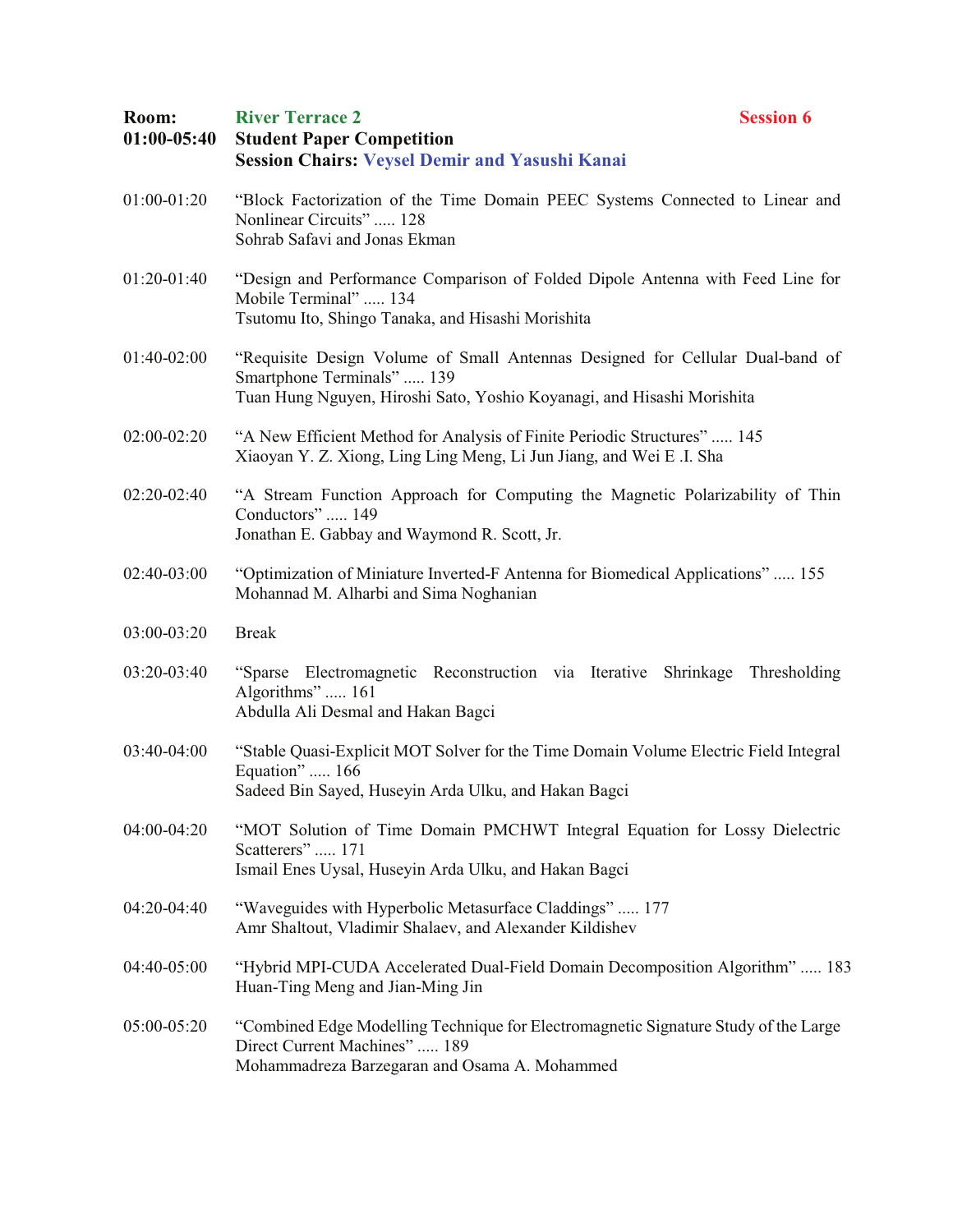**Room:** **River Terrace 2** **Session 6**

**01:00-05:40** **Student Paper Competition**

**Session Chairs: Veysel Demir and Yasushi Kanai**

01:00-01:20 "Block Factorization of the Time Domain PEEC Systems Connected to Linear and Nonlinear Circuits" ..... 128
Sohrab Safavi and Jonas Ekman

01:20-01:40 "Design and Performance Comparison of Folded Dipole Antenna with Feed Line for Mobile Terminal" ..... 134
Tsutomu Ito, Shingo Tanaka, and Hisashi Morishita

01:40-02:00 "Requisite Design Volume of Small Antennas Designed for Cellular Dual-band of Smartphone Terminals" ..... 139
Tuan Hung Nguyen, Hiroshi Sato, Yoshio Koyanagi, and Hisashi Morishita

02:00-02:20 "A New Efficient Method for Analysis of Finite Periodic Structures" ..... 145
Xiaoyan Y. Z. Xiong, Ling Ling Meng, Li Jun Jiang, and Wei E .I. Sha

02:20-02:40 "A Stream Function Approach for Computing the Magnetic Polarizability of Thin Conductors" ..... 149
Jonathan E. Gabbay and Waymond R. Scott, Jr.

02:40-03:00 "Optimization of Miniature Inverted-F Antenna for Biomedical Applications" ..... 155
Mohannad M. Alharbi and Sima Noghanian

03:00-03:20 Break

03:20-03:40 "Sparse Electromagnetic Reconstruction via Iterative Shrinkage Thresholding Algorithms" ..... 161
Abdulla Ali Desmal and Hakan Bagci

03:40-04:00 "Stable Quasi-Explicit MOT Solver for the Time Domain Volume Electric Field Integral Equation" ..... 166
Sadeed Bin Sayed, Huseyin Arda Ulku, and Hakan Bagci

04:00-04:20 "MOT Solution of Time Domain PMCHWT Integral Equation for Lossy Dielectric Scatterers" ..... 171
Ismail Enes Uysal, Huseyin Arda Ulku, and Hakan Bagci

04:20-04:40 "Waveguides with Hyperbolic Metasurface Claddings" ..... 177
Amr Shaltout, Vladimir Shalaev, and Alexander Kildishev

04:40-05:00 "Hybrid MPI-CUDA Accelerated Dual-Field Domain Decomposition Algorithm" ..... 183
Huan-Ting Meng and Jian-Ming Jin

05:00-05:20 "Combined Edge Modelling Technique for Electromagnetic Signature Study of the Large Direct Current Machines" ..... 189
Mohammadreza Barzegaran and Osama A. Mohammed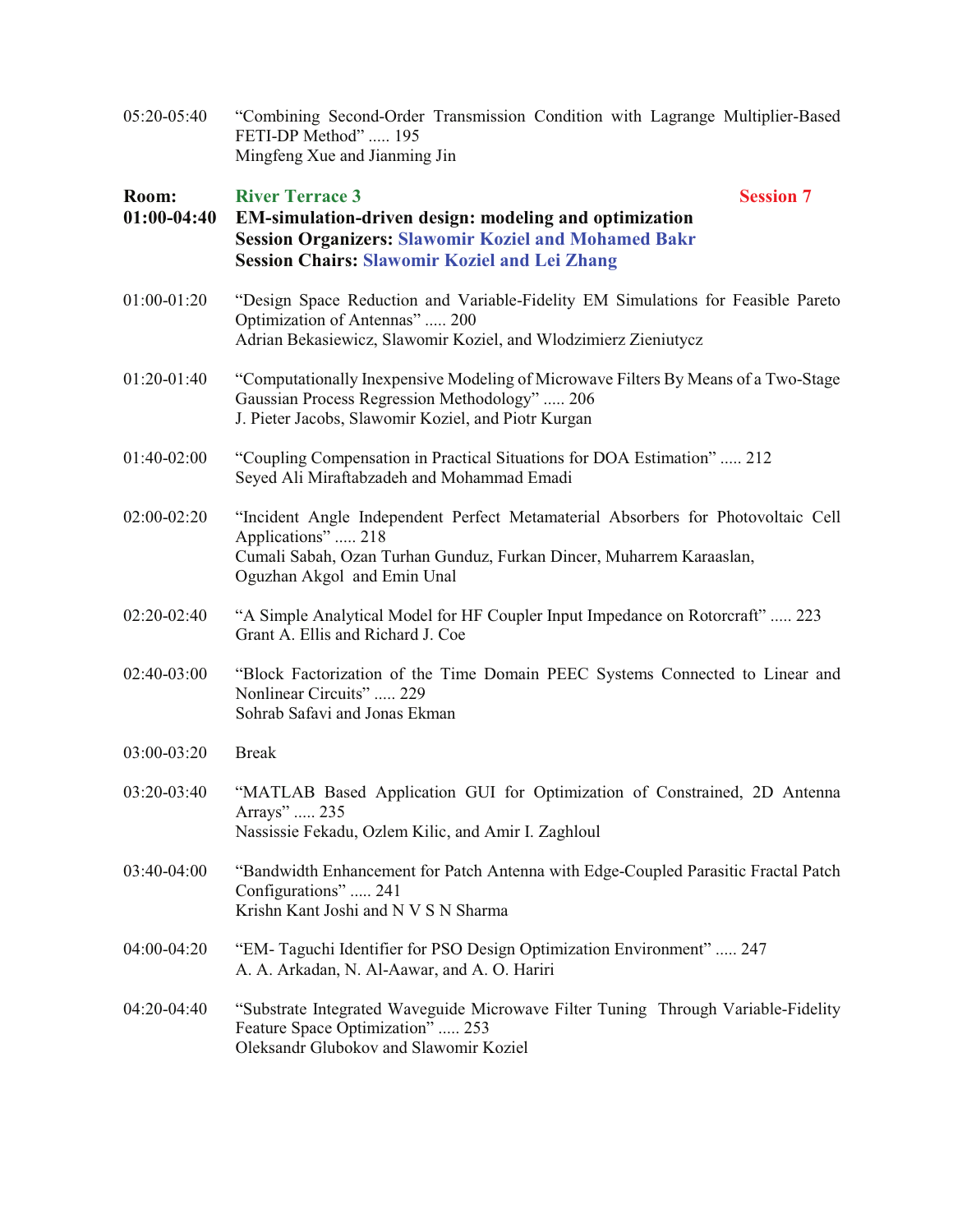05:20-05:40 “Combining Second-Order Transmission Condition with Lagrange Multiplier-Based FETI-DP Method” ..... 195
Mingfeng Xue and Jianming Jin

**Room:** **River Terrace 3** **Session 7**

**01:00-04:40** **EM-simulation-driven design: modeling and optimization**
**Session Organizers: Slawomir Koziel and Mohamed Bakr**
**Session Chairs: Slawomir Koziel and Lei Zhang**

01:00-01:20 “Design Space Reduction and Variable-Fidelity EM Simulations for Feasible Pareto Optimization of Antennas” ..... 200
Adrian Bekasiewicz, Slawomir Koziel, and Wlodzimierz Zieniutycz

01:20-01:40 “Computationally Inexpensive Modeling of Microwave Filters By Means of a Two-Stage Gaussian Process Regression Methodology” ..... 206
J. Pieter Jacobs, Slawomir Koziel, and Piotr Kurgan

01:40-02:00 “Coupling Compensation in Practical Situations for DOA Estimation” ..... 212
Seyed Ali Miraftabzadeh and Mohammad Emadi

02:00-02:20 “Incident Angle Independent Perfect Metamaterial Absorbers for Photovoltaic Cell Applications” ..... 218
Cumali Sabah, Ozan Turhan Gunduz, Furkan Dincer, Muharrem Karaaslan, Oguzhan Akgol and Emin Unal

02:20-02:40 “A Simple Analytical Model for HF Coupler Input Impedance on Rotorcraft” ..... 223
Grant A. Ellis and Richard J. Coe

02:40-03:00 “Block Factorization of the Time Domain PEEC Systems Connected to Linear and Nonlinear Circuits” ..... 229
Sohrab Safavi and Jonas Ekman

03:00-03:20 Break

03:20-03:40 “MATLAB Based Application GUI for Optimization of Constrained, 2D Antenna Arrays” ..... 235
Nassissie Fekadu, Ozlem Kilic, and Amir I. Zaghloul

03:40-04:00 “Bandwidth Enhancement for Patch Antenna with Edge-Coupled Parasitic Fractal Patch Configurations” ..... 241
Krishn Kant Joshi and N V S N Sharma

04:00-04:20 “EM- Taguchi Identifier for PSO Design Optimization Environment” ..... 247
A. A. Arkadan, N. Al-Aawar, and A. O. Hariri

04:20-04:40 “Substrate Integrated Waveguide Microwave Filter Tuning Through Variable-Fidelity Feature Space Optimization” ..... 253
Oleksandr Glubokov and Slawomir Koziel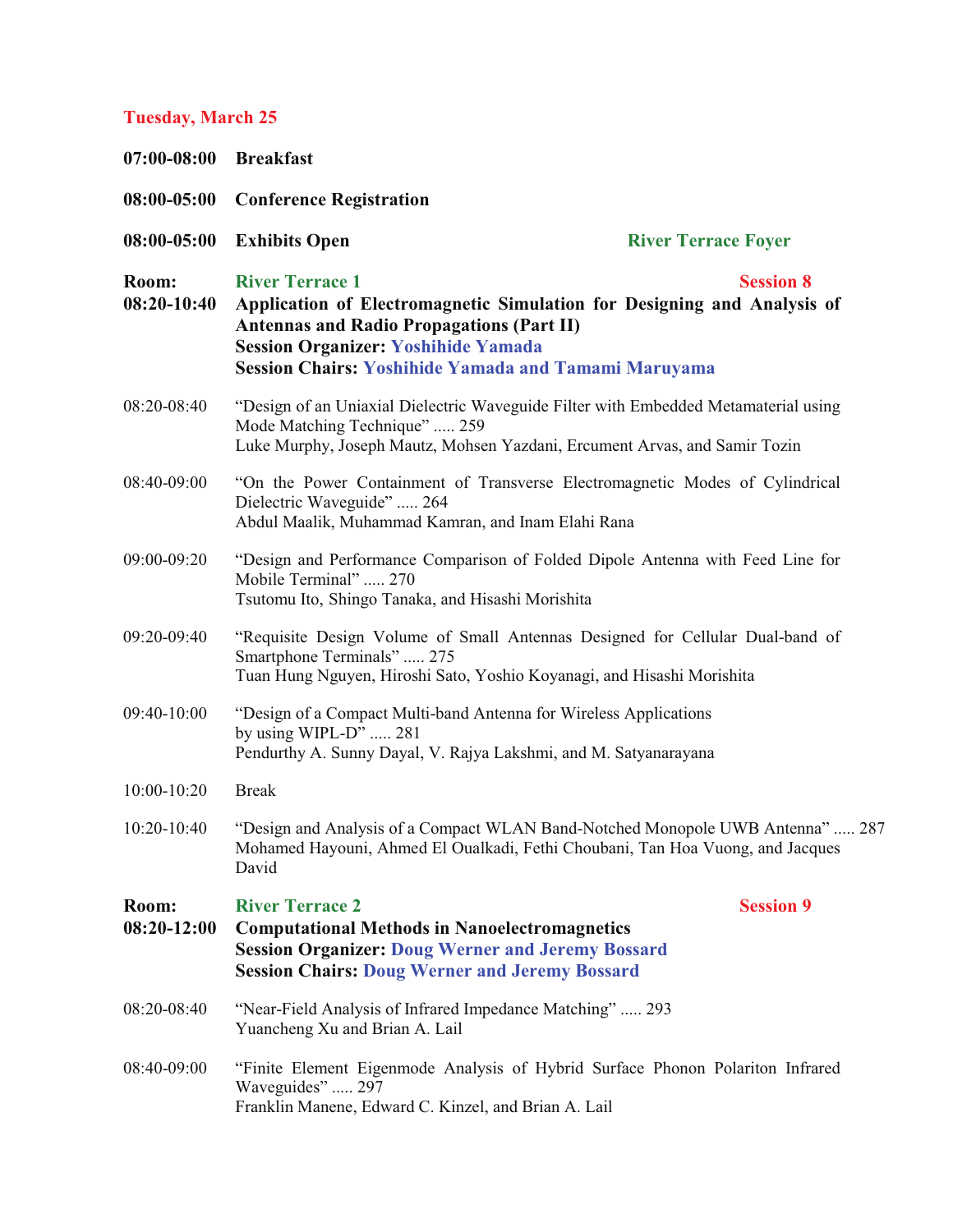## Tuesday, March 25

**07:00-08:00** **Breakfast**

**08:00-05:00** **Conference Registration**

**08:00-05:00** **Exhibits Open** — **River Terrace Foyer**

**Room: River Terrace 1** — **Session 8**
**08:20-10:40** **Application of Electromagnetic Simulation for Designing and Analysis of Antennas and Radio Propagations (Part II)**
**Session Organizer: Yoshihide Yamada**
**Session Chairs: Yoshihide Yamada and Tamami Maruyama**

08:20-08:40 "Design of an Uniaxial Dielectric Waveguide Filter with Embedded Metamaterial using Mode Matching Technique" ..... 259
Luke Murphy, Joseph Mautz, Mohsen Yazdani, Ercument Arvas, and Samir Tozin

08:40-09:00 "On the Power Containment of Transverse Electromagnetic Modes of Cylindrical Dielectric Waveguide" ..... 264
Abdul Maalik, Muhammad Kamran, and Inam Elahi Rana

09:00-09:20 "Design and Performance Comparison of Folded Dipole Antenna with Feed Line for Mobile Terminal" ..... 270
Tsutomu Ito, Shingo Tanaka, and Hisashi Morishita

09:20-09:40 "Requisite Design Volume of Small Antennas Designed for Cellular Dual-band of Smartphone Terminals" ..... 275
Tuan Hung Nguyen, Hiroshi Sato, Yoshio Koyanagi, and Hisashi Morishita

09:40-10:00 "Design of a Compact Multi-band Antenna for Wireless Applications by using WIPL-D" ..... 281
Pendurthy A. Sunny Dayal, V. Rajya Lakshmi, and M. Satyanarayana

10:00-10:20 Break

10:20-10:40 "Design and Analysis of a Compact WLAN Band-Notched Monopole UWB Antenna" ..... 287
Mohamed Hayouni, Ahmed El Oualkadi, Fethi Choubani, Tan Hoa Vuong, and Jacques David

**Room: River Terrace 2** — **Session 9**
**08:20-12:00** **Computational Methods in Nanoelectromagnetics**
**Session Organizer: Doug Werner and Jeremy Bossard**
**Session Chairs: Doug Werner and Jeremy Bossard**

08:20-08:40 "Near-Field Analysis of Infrared Impedance Matching" ..... 293
Yuancheng Xu and Brian A. Lail

08:40-09:00 "Finite Element Eigenmode Analysis of Hybrid Surface Phonon Polariton Infrared Waveguides" ..... 297
Franklin Manene, Edward C. Kinzel, and Brian A. Lail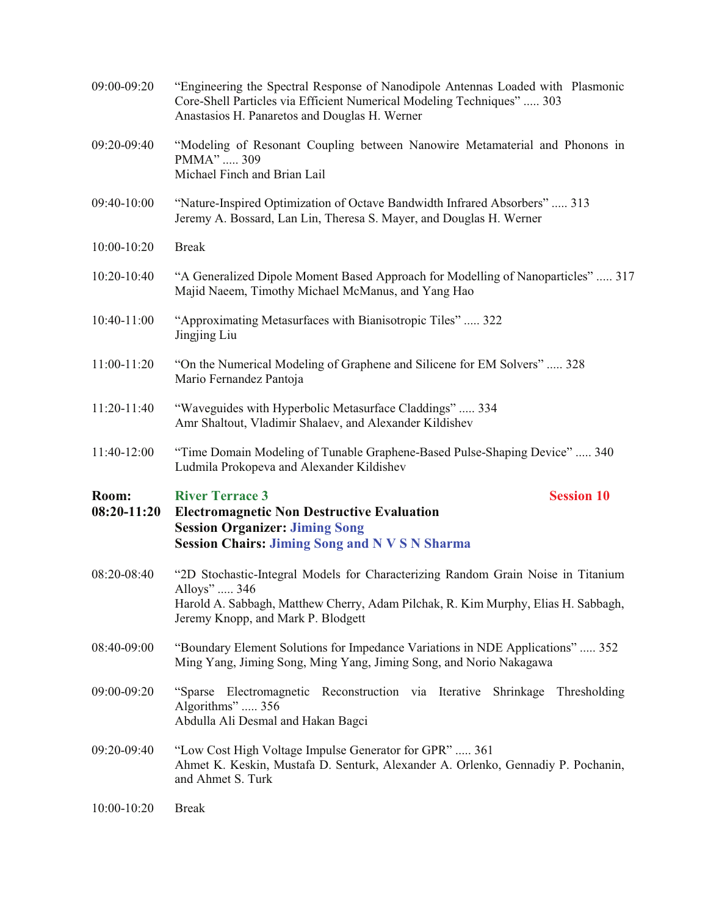09:00-09:20 "Engineering the Spectral Response of Nanodipole Antennas Loaded with Plasmonic Core-Shell Particles via Efficient Numerical Modeling Techniques" ..... 303
Anastasios H. Panaretos and Douglas H. Werner

09:20-09:40 "Modeling of Resonant Coupling between Nanowire Metamaterial and Phonons in PMMA" ..... 309
Michael Finch and Brian Lail

09:40-10:00 "Nature-Inspired Optimization of Octave Bandwidth Infrared Absorbers" ..... 313
Jeremy A. Bossard, Lan Lin, Theresa S. Mayer, and Douglas H. Werner

10:00-10:20 Break

10:20-10:40 "A Generalized Dipole Moment Based Approach for Modelling of Nanoparticles" ..... 317
Majid Naeem, Timothy Michael McManus, and Yang Hao

10:40-11:00 "Approximating Metasurfaces with Bianisotropic Tiles" ..... 322
Jingjing Liu

11:00-11:20 "On the Numerical Modeling of Graphene and Silicene for EM Solvers" ..... 328
Mario Fernandez Pantoja

11:20-11:40 "Waveguides with Hyperbolic Metasurface Claddings" ..... 334
Amr Shaltout, Vladimir Shalaev, and Alexander Kildishev

11:40-12:00 "Time Domain Modeling of Tunable Graphene-Based Pulse-Shaping Device" ..... 340
Ludmila Prokopeva and Alexander Kildishev

**Room: River Terrace 3** **Session 10**
**08:20-11:20 Electromagnetic Non Destructive Evaluation**
**Session Organizer: Jiming Song**
**Session Chairs: Jiming Song and N V S N Sharma**

08:20-08:40 "2D Stochastic-Integral Models for Characterizing Random Grain Noise in Titanium Alloys" ..... 346
Harold A. Sabbagh, Matthew Cherry, Adam Pilchak, R. Kim Murphy, Elias H. Sabbagh, Jeremy Knopp, and Mark P. Blodgett

08:40-09:00 "Boundary Element Solutions for Impedance Variations in NDE Applications" ..... 352
Ming Yang, Jiming Song, Ming Yang, Jiming Song, and Norio Nakagawa

09:00-09:20 "Sparse Electromagnetic Reconstruction via Iterative Shrinkage Thresholding Algorithms" ..... 356
Abdulla Ali Desmal and Hakan Bagci

09:20-09:40 "Low Cost High Voltage Impulse Generator for GPR" ..... 361
Ahmet K. Keskin, Mustafa D. Senturk, Alexander A. Orlenko, Gennadiy P. Pochanin, and Ahmet S. Turk

10:00-10:20 Break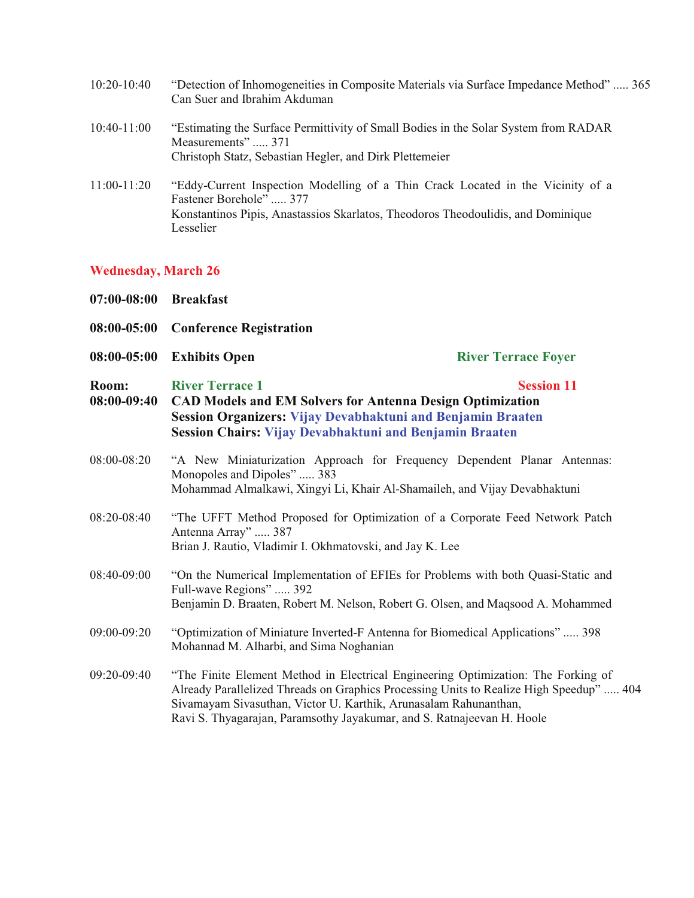10:20-10:40 "Detection of Inhomogeneities in Composite Materials via Surface Impedance Method" ..... 365
Can Suer and Ibrahim Akduman

10:40-11:00 "Estimating the Surface Permittivity of Small Bodies in the Solar System from RADAR Measurements" ..... 371
Christoph Statz, Sebastian Hegler, and Dirk Plettemeier

11:00-11:20 "Eddy-Current Inspection Modelling of a Thin Crack Located in the Vicinity of a Fastener Borehole" ..... 377
Konstantinos Pipis, Anastassios Skarlatos, Theodoros Theodoulidis, and Dominique Lesselier

## Wednesday, March 26

**07:00-08:00 Breakfast**

**08:00-05:00 Conference Registration**

**08:00-05:00 Exhibits Open** — **River Terrace Foyer**

**Room: River Terrace 1** — **Session 11**

**08:00-09:40 CAD Models and EM Solvers for Antenna Design Optimization**
**Session Organizers: Vijay Devabhaktuni and Benjamin Braaten**
**Session Chairs: Vijay Devabhaktuni and Benjamin Braaten**

08:00-08:20 "A New Miniaturization Approach for Frequency Dependent Planar Antennas: Monopoles and Dipoles" ..... 383
Mohammad Almalkawi, Xingyi Li, Khair Al-Shamaileh, and Vijay Devabhaktuni

08:20-08:40 "The UFFT Method Proposed for Optimization of a Corporate Feed Network Patch Antenna Array" ..... 387
Brian J. Rautio, Vladimir I. Okhmatovski, and Jay K. Lee

08:40-09:00 "On the Numerical Implementation of EFIEs for Problems with both Quasi-Static and Full-wave Regions" ..... 392
Benjamin D. Braaten, Robert M. Nelson, Robert G. Olsen, and Maqsood A. Mohammed

09:00-09:20 "Optimization of Miniature Inverted-F Antenna for Biomedical Applications" ..... 398
Mohannad M. Alharbi, and Sima Noghanian

09:20-09:40 "The Finite Element Method in Electrical Engineering Optimization: The Forking of Already Parallelized Threads on Graphics Processing Units to Realize High Speedup" ..... 404
Sivamayam Sivasuthan, Victor U. Karthik, Arunasalam Rahunanthan, Ravi S. Thyagarajan, Paramsothy Jayakumar, and S. Ratnajeevan H. Hoole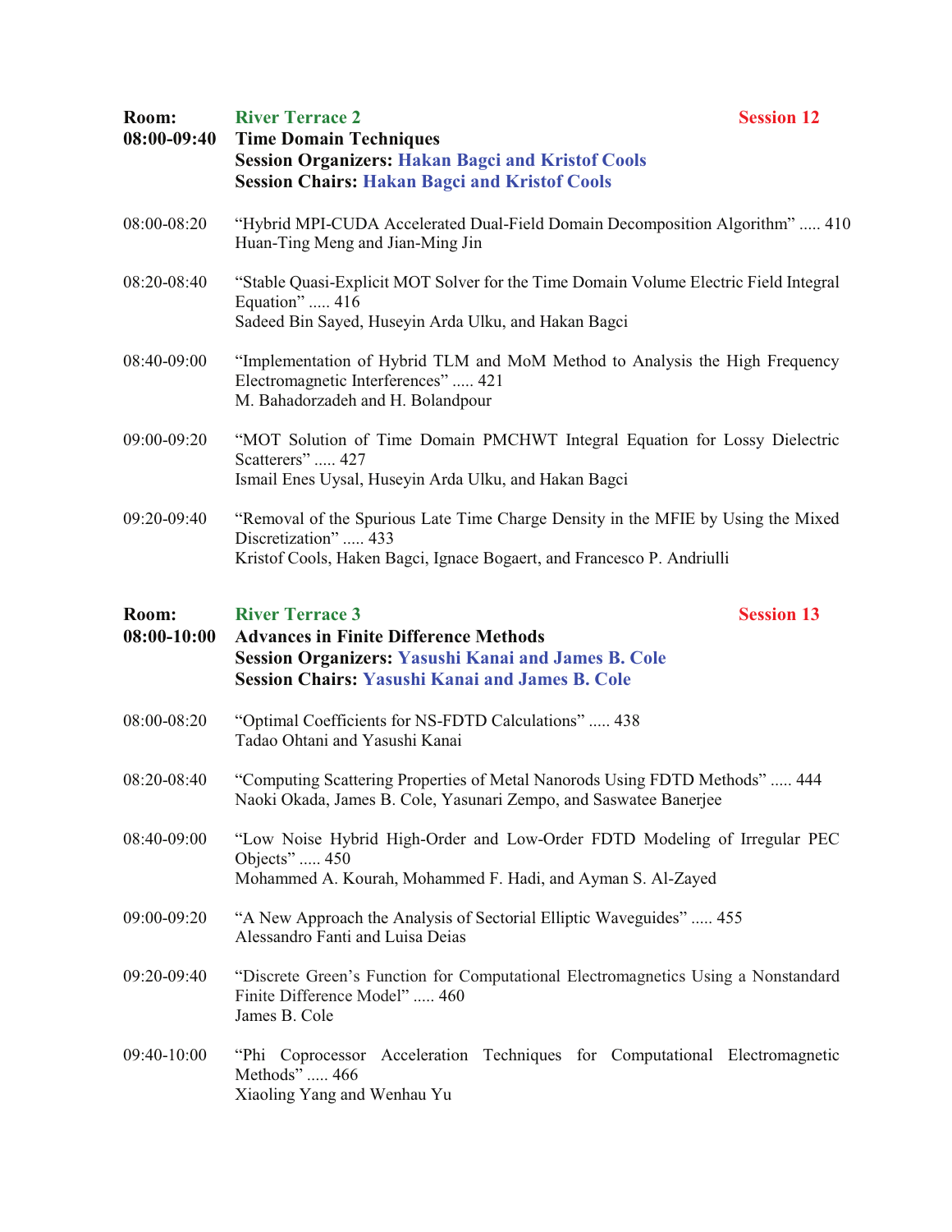**Room:** **River Terrace 2** **Session 12**

**08:00-09:40** **Time Domain Techniques**

**Session Organizers: Hakan Bagci and Kristof Cools**

**Session Chairs: Hakan Bagci and Kristof Cools**

08:00-08:20 "Hybrid MPI-CUDA Accelerated Dual-Field Domain Decomposition Algorithm" ..... 410
Huan-Ting Meng and Jian-Ming Jin

08:20-08:40 "Stable Quasi-Explicit MOT Solver for the Time Domain Volume Electric Field Integral Equation" ..... 416
Sadeed Bin Sayed, Huseyin Arda Ulku, and Hakan Bagci

08:40-09:00 "Implementation of Hybrid TLM and MoM Method to Analysis the High Frequency Electromagnetic Interferences" ..... 421
M. Bahadorzadeh and H. Bolandpour

09:00-09:20 "MOT Solution of Time Domain PMCHWT Integral Equation for Lossy Dielectric Scatterers" ..... 427
Ismail Enes Uysal, Huseyin Arda Ulku, and Hakan Bagci

09:20-09:40 "Removal of the Spurious Late Time Charge Density in the MFIE by Using the Mixed Discretization" ..... 433
Kristof Cools, Haken Bagci, Ignace Bogaert, and Francesco P. Andriulli

**Room:** **River Terrace 3** **Session 13**

**08:00-10:00** **Advances in Finite Difference Methods**

**Session Organizers: Yasushi Kanai and James B. Cole**

**Session Chairs: Yasushi Kanai and James B. Cole**

08:00-08:20 "Optimal Coefficients for NS-FDTD Calculations" ..... 438
Tadao Ohtani and Yasushi Kanai

08:20-08:40 "Computing Scattering Properties of Metal Nanorods Using FDTD Methods" ..... 444
Naoki Okada, James B. Cole, Yasunari Zempo, and Saswatee Banerjee

08:40-09:00 "Low Noise Hybrid High-Order and Low-Order FDTD Modeling of Irregular PEC Objects" ..... 450
Mohammed A. Kourah, Mohammed F. Hadi, and Ayman S. Al-Zayed

09:00-09:20 "A New Approach the Analysis of Sectorial Elliptic Waveguides" ..... 455
Alessandro Fanti and Luisa Deias

09:20-09:40 "Discrete Green's Function for Computational Electromagnetics Using a Nonstandard Finite Difference Model" ..... 460
James B. Cole

09:40-10:00 "Phi Coprocessor Acceleration Techniques for Computational Electromagnetic Methods" ..... 466
Xiaoling Yang and Wenhau Yu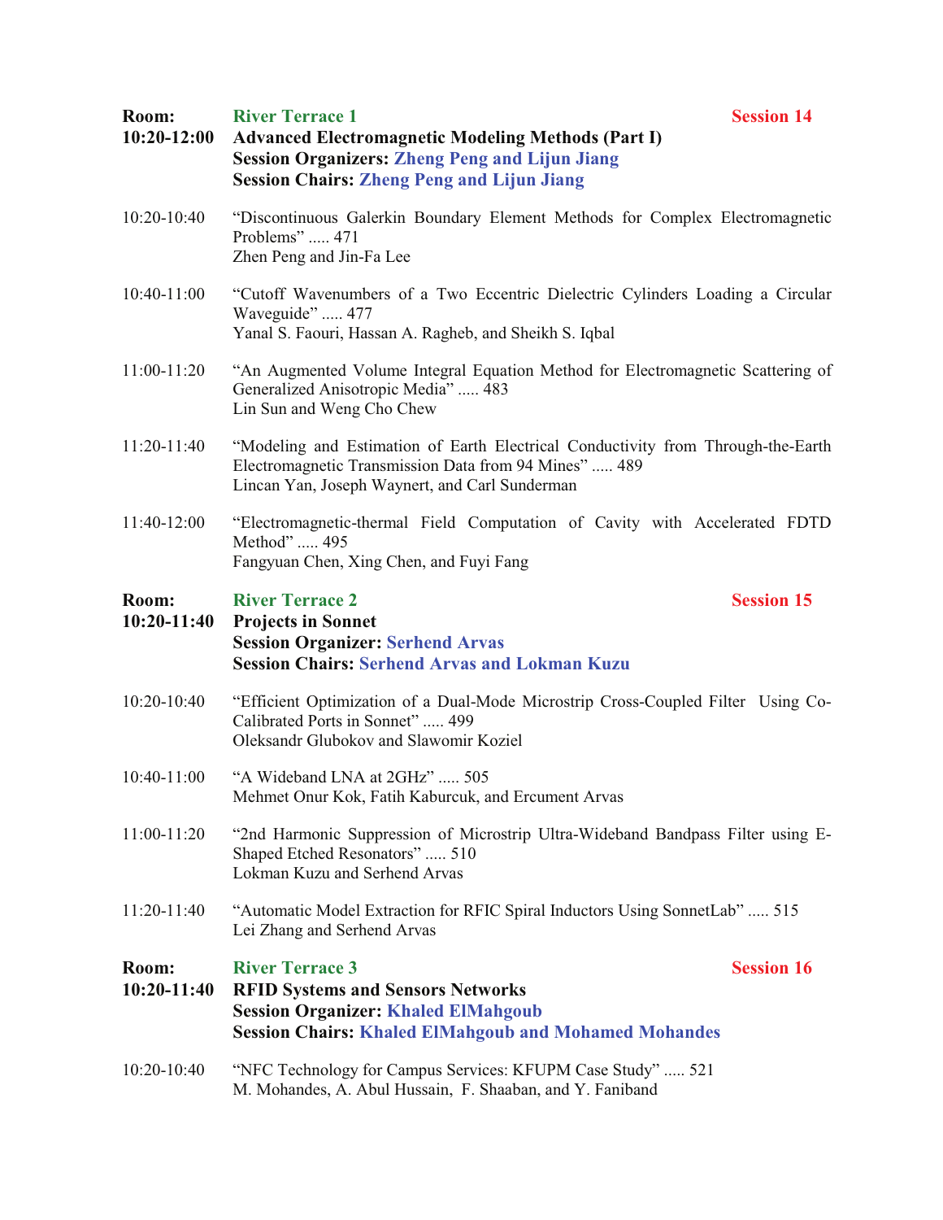**Room: River Terrace 1** **Session 14**
**10:20-12:00 Advanced Electromagnetic Modeling Methods (Part I)**
**Session Organizers: Zheng Peng and Lijun Jiang**
**Session Chairs: Zheng Peng and Lijun Jiang**

10:20-10:40 "Discontinuous Galerkin Boundary Element Methods for Complex Electromagnetic Problems" ..... 471
Zhen Peng and Jin-Fa Lee

10:40-11:00 "Cutoff Wavenumbers of a Two Eccentric Dielectric Cylinders Loading a Circular Waveguide" ..... 477
Yanal S. Faouri, Hassan A. Ragheb, and Sheikh S. Iqbal

11:00-11:20 "An Augmented Volume Integral Equation Method for Electromagnetic Scattering of Generalized Anisotropic Media" ..... 483
Lin Sun and Weng Cho Chew

11:20-11:40 "Modeling and Estimation of Earth Electrical Conductivity from Through-the-Earth Electromagnetic Transmission Data from 94 Mines" ..... 489
Lincan Yan, Joseph Waynert, and Carl Sunderman

11:40-12:00 "Electromagnetic-thermal Field Computation of Cavity with Accelerated FDTD Method" ..... 495
Fangyuan Chen, Xing Chen, and Fuyi Fang

**Room: River Terrace 2** **Session 15**
**10:20-11:40 Projects in Sonnet**
**Session Organizer: Serhend Arvas**
**Session Chairs: Serhend Arvas and Lokman Kuzu**

10:20-10:40 "Efficient Optimization of a Dual-Mode Microstrip Cross-Coupled Filter Using Co-Calibrated Ports in Sonnet" ..... 499
Oleksandr Glubokov and Slawomir Koziel

10:40-11:00 "A Wideband LNA at 2GHz" ..... 505
Mehmet Onur Kok, Fatih Kaburcuk, and Ercument Arvas

11:00-11:20 "2nd Harmonic Suppression of Microstrip Ultra-Wideband Bandpass Filter using E-Shaped Etched Resonators" ..... 510
Lokman Kuzu and Serhend Arvas

11:20-11:40 "Automatic Model Extraction for RFIC Spiral Inductors Using SonnetLab" ..... 515
Lei Zhang and Serhend Arvas

**Room: River Terrace 3** **Session 16**
**10:20-11:40 RFID Systems and Sensors Networks**
**Session Organizer: Khaled ElMahgoub**
**Session Chairs: Khaled ElMahgoub and Mohamed Mohandes**

10:20-10:40 "NFC Technology for Campus Services: KFUPM Case Study" ..... 521
M. Mohandes, A. Abul Hussain, F. Shaaban, and Y. Faniband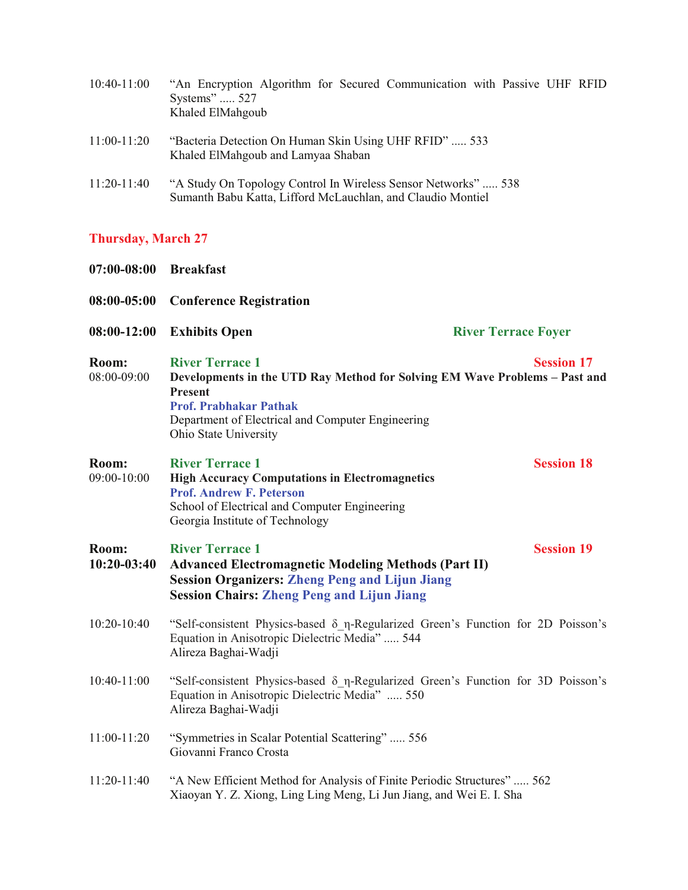10:40-11:00 "An Encryption Algorithm for Secured Communication with Passive UHF RFID Systems" ..... 527
Khaled ElMahgoub

11:00-11:20 "Bacteria Detection On Human Skin Using UHF RFID" ..... 533
Khaled ElMahgoub and Lamyaa Shaban

11:20-11:40 "A Study On Topology Control In Wireless Sensor Networks" ..... 538
Sumanth Babu Katta, Lifford McLauchlan, and Claudio Montiel

## Thursday, March 27

**07:00-08:00 Breakfast**

**08:00-05:00 Conference Registration**

**08:00-12:00 Exhibits Open** — **River Terrace Foyer**

**Room:** **River Terrace 1** — **Session 17**
08:00-09:00 **Developments in the UTD Ray Method for Solving EM Wave Problems – Past and Present**
**Prof. Prabhakar Pathak**
Department of Electrical and Computer Engineering
Ohio State University

**Room:** **River Terrace 1** — **Session 18**
09:00-10:00 **High Accuracy Computations in Electromagnetics**
**Prof. Andrew F. Peterson**
School of Electrical and Computer Engineering
Georgia Institute of Technology

**Room:** **River Terrace 1** — **Session 19**
**10:20-03:40 Advanced Electromagnetic Modeling Methods (Part II)**
**Session Organizers: Zheng Peng and Lijun Jiang**
**Session Chairs: Zheng Peng and Lijun Jiang**

10:20-10:40 "Self-consistent Physics-based δ_η-Regularized Green's Function for 2D Poisson's Equation in Anisotropic Dielectric Media" ..... 544
Alireza Baghai-Wadji

10:40-11:00 "Self-consistent Physics-based δ_η-Regularized Green's Function for 3D Poisson's Equation in Anisotropic Dielectric Media" ..... 550
Alireza Baghai-Wadji

11:00-11:20 "Symmetries in Scalar Potential Scattering" ..... 556
Giovanni Franco Crosta

11:20-11:40 "A New Efficient Method for Analysis of Finite Periodic Structures" ..... 562
Xiaoyan Y. Z. Xiong, Ling Ling Meng, Li Jun Jiang, and Wei E. I. Sha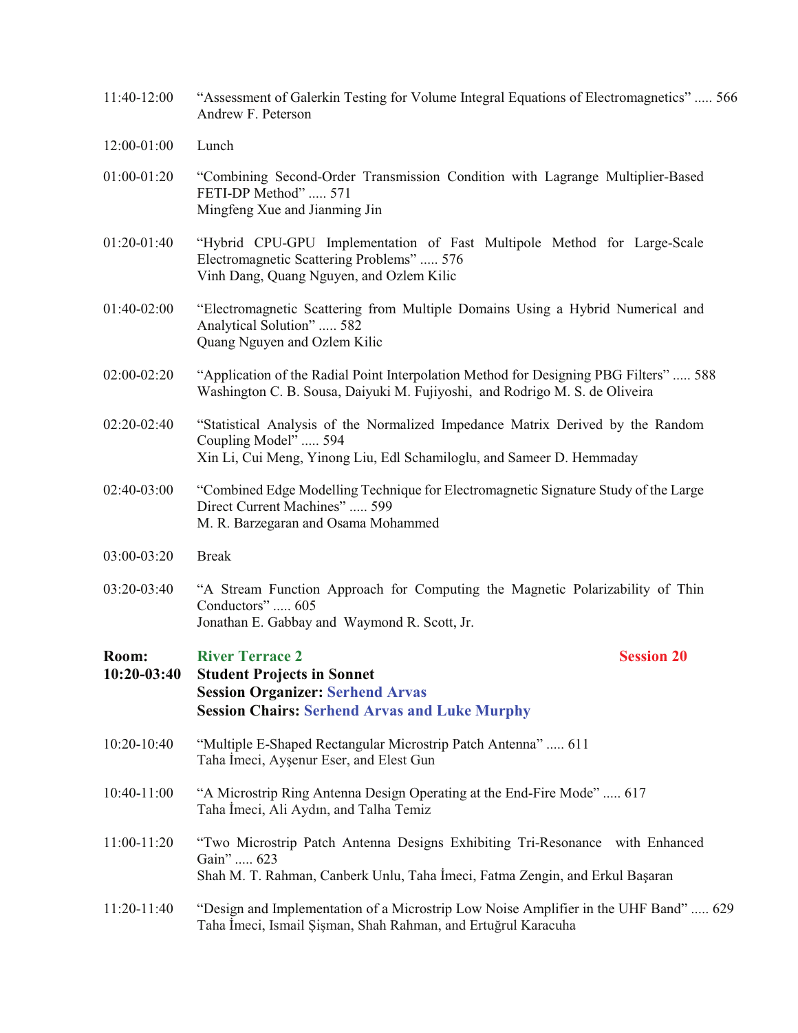11:40-12:00 “Assessment of Galerkin Testing for Volume Integral Equations of Electromagnetics” ..... 566
Andrew F. Peterson

12:00-01:00 Lunch

01:00-01:20 “Combining Second-Order Transmission Condition with Lagrange Multiplier-Based FETI-DP Method” ..... 571
Mingfeng Xue and Jianming Jin

01:20-01:40 “Hybrid CPU-GPU Implementation of Fast Multipole Method for Large-Scale Electromagnetic Scattering Problems” ..... 576
Vinh Dang, Quang Nguyen, and Ozlem Kilic

01:40-02:00 “Electromagnetic Scattering from Multiple Domains Using a Hybrid Numerical and Analytical Solution” ..... 582
Quang Nguyen and Ozlem Kilic

02:00-02:20 “Application of the Radial Point Interpolation Method for Designing PBG Filters” ..... 588
Washington C. B. Sousa, Daiyuki M. Fujiyoshi, and Rodrigo M. S. de Oliveira

02:20-02:40 “Statistical Analysis of the Normalized Impedance Matrix Derived by the Random Coupling Model” ..... 594
Xin Li, Cui Meng, Yinong Liu, Edl Schamiloglu, and Sameer D. Hemmaday

02:40-03:00 “Combined Edge Modelling Technique for Electromagnetic Signature Study of the Large Direct Current Machines” ..... 599
M. R. Barzegaran and Osama Mohammed

03:00-03:20 Break

03:20-03:40 “A Stream Function Approach for Computing the Magnetic Polarizability of Thin Conductors” ..... 605
Jonathan E. Gabbay and Waymond R. Scott, Jr.

**Room: River Terrace 2** **Session 20**
**10:20-03:40 Student Projects in Sonnet**
**Session Organizer: Serhend Arvas**
**Session Chairs: Serhend Arvas and Luke Murphy**

10:20-10:40 “Multiple E-Shaped Rectangular Microstrip Patch Antenna” ..... 611
Taha İmeci, Ayşenur Eser, and Elest Gun

10:40-11:00 “A Microstrip Ring Antenna Design Operating at the End-Fire Mode” ..... 617
Taha İmeci, Ali Aydın, and Talha Temiz

11:00-11:20 “Two Microstrip Patch Antenna Designs Exhibiting Tri-Resonance with Enhanced Gain” ..... 623
Shah M. T. Rahman, Canberk Unlu, Taha İmeci, Fatma Zengin, and Erkul Başaran

11:20-11:40 “Design and Implementation of a Microstrip Low Noise Amplifier in the UHF Band” ..... 629
Taha İmeci, Ismail Şişman, Shah Rahman, and Ertuğrul Karacuha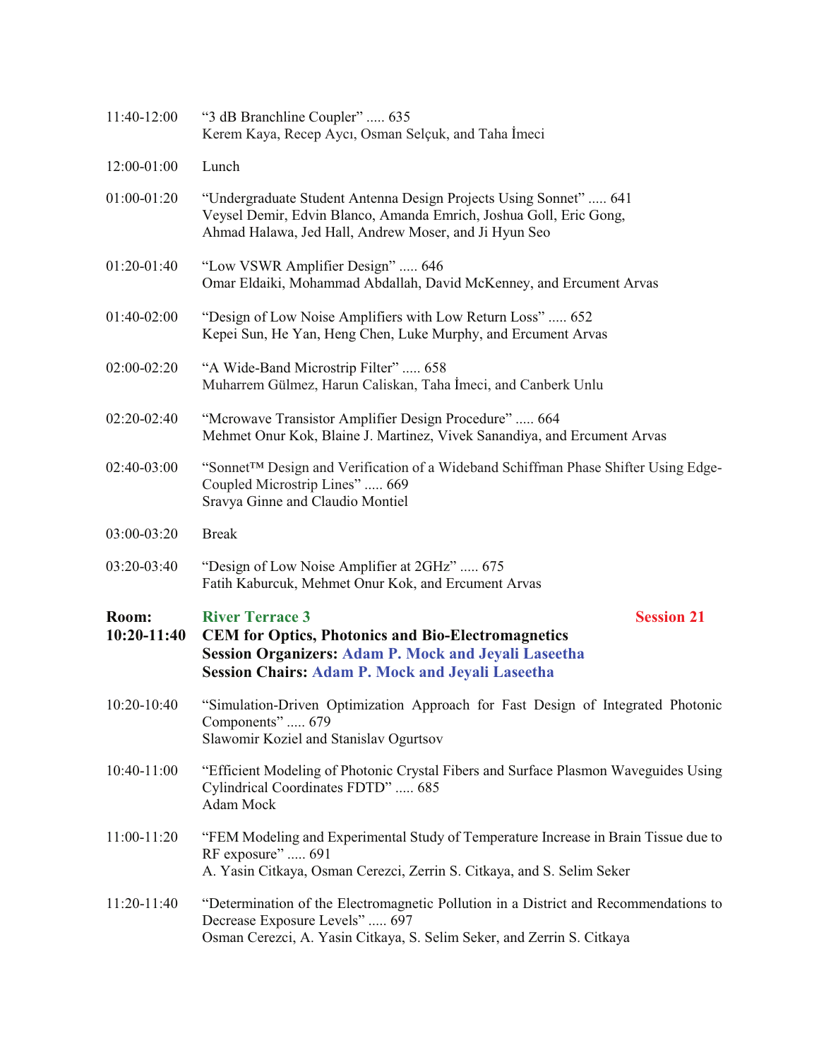11:40-12:00 "3 dB Branchline Coupler" ..... 635
Kerem Kaya, Recep Aycı, Osman Selçuk, and Taha İmeci

12:00-01:00 Lunch

01:00-01:20 "Undergraduate Student Antenna Design Projects Using Sonnet" ..... 641
Veysel Demir, Edvin Blanco, Amanda Emrich, Joshua Goll, Eric Gong, Ahmad Halawa, Jed Hall, Andrew Moser, and Ji Hyun Seo

01:20-01:40 "Low VSWR Amplifier Design" ..... 646
Omar Eldaiki, Mohammad Abdallah, David McKenney, and Ercument Arvas

01:40-02:00 "Design of Low Noise Amplifiers with Low Return Loss" ..... 652
Kepei Sun, He Yan, Heng Chen, Luke Murphy, and Ercument Arvas

02:00-02:20 "A Wide-Band Microstrip Filter" ..... 658
Muharrem Gülmez, Harun Caliskan, Taha İmeci, and Canberk Unlu

02:20-02:40 "Mcrowave Transistor Amplifier Design Procedure" ..... 664
Mehmet Onur Kok, Blaine J. Martinez, Vivek Sanandiya, and Ercument Arvas

02:40-03:00 "Sonnet™ Design and Verification of a Wideband Schiffman Phase Shifter Using Edge-Coupled Microstrip Lines" ..... 669
Sravya Ginne and Claudio Montiel

03:00-03:20 Break

03:20-03:40 "Design of Low Noise Amplifier at 2GHz" ..... 675
Fatih Kaburcuk, Mehmet Onur Kok, and Ercument Arvas

**Room: River Terrace 3** **Session 21**
**10:20-11:40 CEM for Optics, Photonics and Bio-Electromagnetics**
**Session Organizers: Adam P. Mock and Jeyali Laseetha**
**Session Chairs: Adam P. Mock and Jeyali Laseetha**

10:20-10:40 "Simulation-Driven Optimization Approach for Fast Design of Integrated Photonic Components" ..... 679
Slawomir Koziel and Stanislav Ogurtsov

10:40-11:00 "Efficient Modeling of Photonic Crystal Fibers and Surface Plasmon Waveguides Using Cylindrical Coordinates FDTD" ..... 685
Adam Mock

11:00-11:20 "FEM Modeling and Experimental Study of Temperature Increase in Brain Tissue due to RF exposure" ..... 691
A. Yasin Citkaya, Osman Cerezci, Zerrin S. Citkaya, and S. Selim Seker

11:20-11:40 "Determination of the Electromagnetic Pollution in a District and Recommendations to Decrease Exposure Levels" ..... 697
Osman Cerezci, A. Yasin Citkaya, S. Selim Seker, and Zerrin S. Citkaya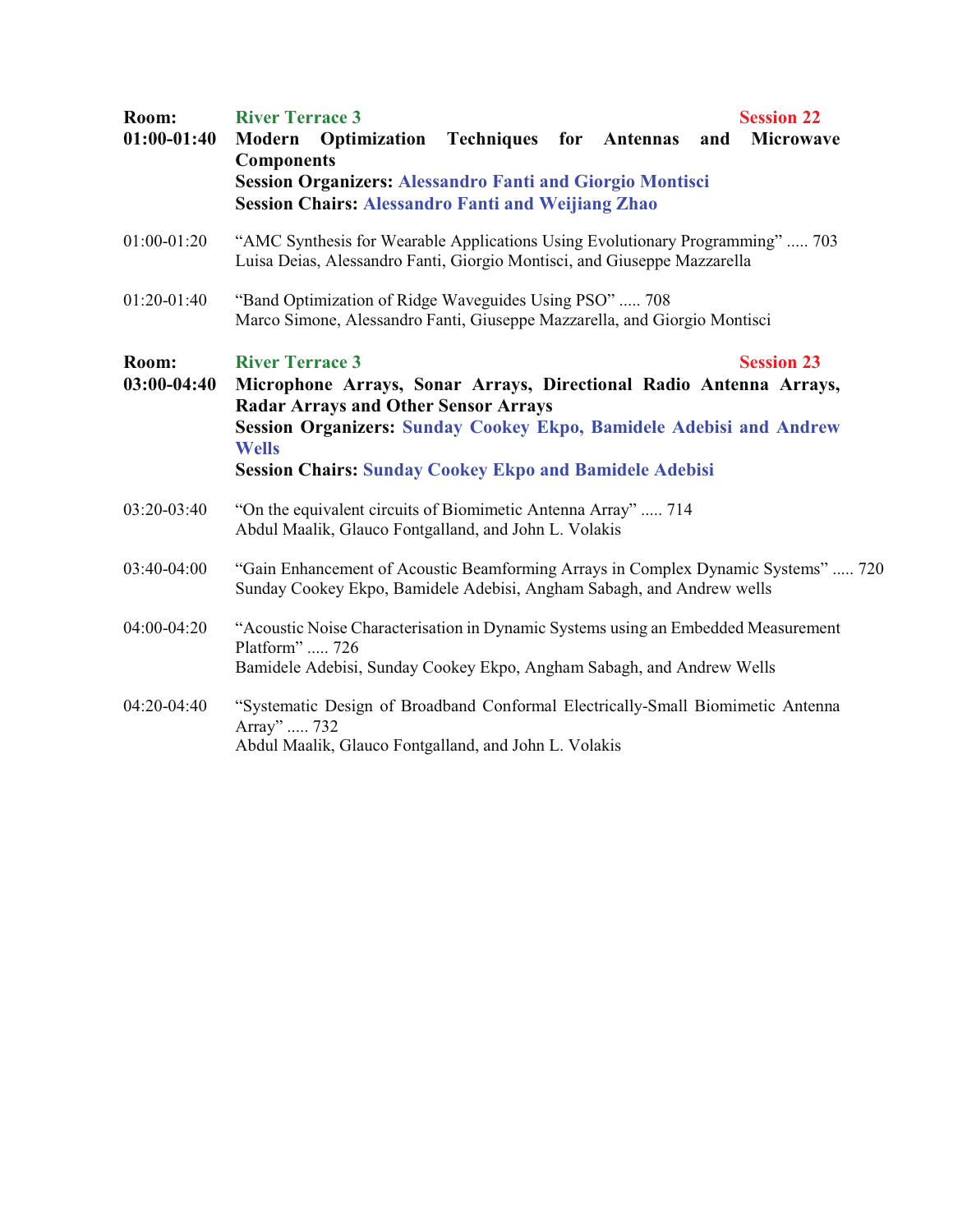**Room:** River Terrace 3 — **Session 22**

**01:00-01:40** **Modern Optimization Techniques for Antennas and Microwave Components**

**Session Organizers:** Alessandro Fanti and Giorgio Montisci

**Session Chairs:** Alessandro Fanti and Weijiang Zhao

01:00-01:20 "AMC Synthesis for Wearable Applications Using Evolutionary Programming" ..... 703
Luisa Deias, Alessandro Fanti, Giorgio Montisci, and Giuseppe Mazzarella

01:20-01:40 "Band Optimization of Ridge Waveguides Using PSO" ..... 708
Marco Simone, Alessandro Fanti, Giuseppe Mazzarella, and Giorgio Montisci

**Room:** River Terrace 3 — **Session 23**

**03:00-04:40** **Microphone Arrays, Sonar Arrays, Directional Radio Antenna Arrays, Radar Arrays and Other Sensor Arrays**

**Session Organizers:** Sunday Cookey Ekpo, Bamidele Adebisi and Andrew Wells

**Session Chairs:** Sunday Cookey Ekpo and Bamidele Adebisi

03:20-03:40 "On the equivalent circuits of Biomimetic Antenna Array" ..... 714
Abdul Maalik, Glauco Fontgalland, and John L. Volakis

03:40-04:00 "Gain Enhancement of Acoustic Beamforming Arrays in Complex Dynamic Systems" ..... 720
Sunday Cookey Ekpo, Bamidele Adebisi, Angham Sabagh, and Andrew wells

04:00-04:20 "Acoustic Noise Characterisation in Dynamic Systems using an Embedded Measurement Platform" ..... 726
Bamidele Adebisi, Sunday Cookey Ekpo, Angham Sabagh, and Andrew Wells

04:20-04:40 "Systematic Design of Broadband Conformal Electrically-Small Biomimetic Antenna Array" ..... 732
Abdul Maalik, Glauco Fontgalland, and John L. Volakis